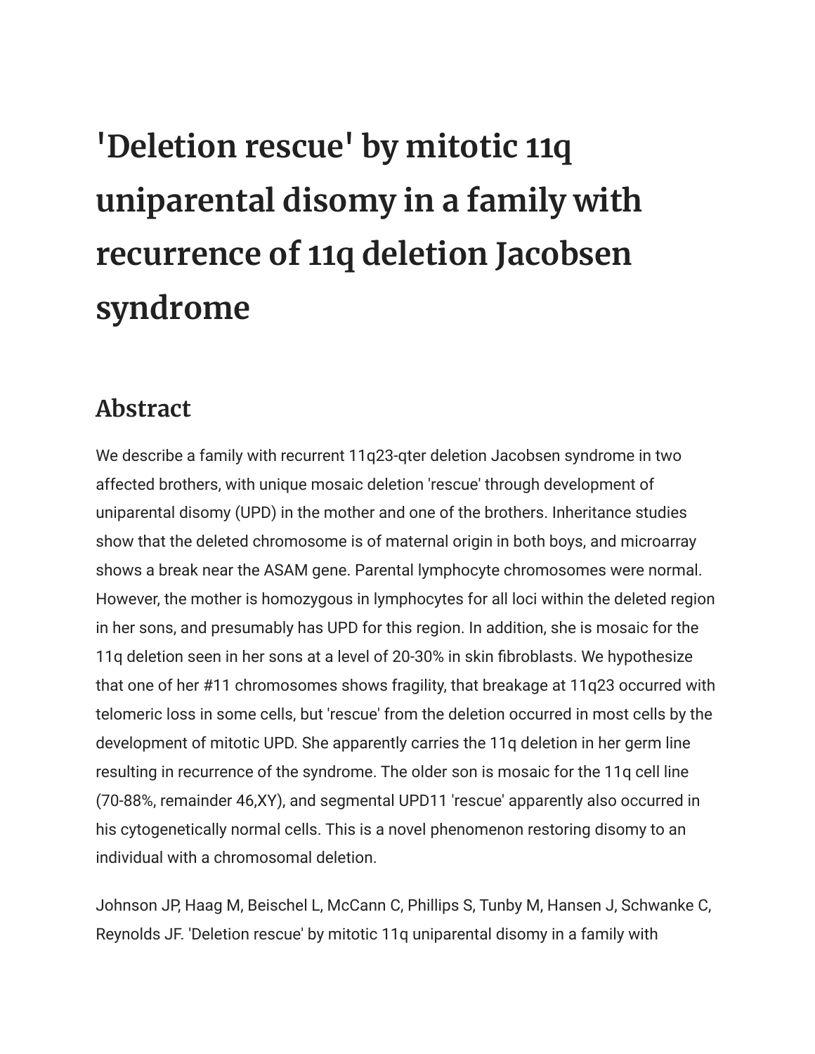# 'Deletion rescue' by mitotic 11q uniparental disomy in a family with recurrence of 11q deletion Jacobsen syndrome

## Abstract

We describe a family with recurrent 11q23-qter deletion Jacobsen syndrome in two affected brothers, with unique mosaic deletion 'rescue' through development of uniparental disomy (UPD) in the mother and one of the brothers. Inheritance studies show that the deleted chromosome is of maternal origin in both boys, and microarray shows a break near the ASAM gene. Parental lymphocyte chromosomes were normal. However, the mother is homozygous in lymphocytes for all loci within the deleted region in her sons, and presumably has UPD for this region. In addition, she is mosaic for the 11q deletion seen in her sons at a level of 20-30% in skin fibroblasts. We hypothesize that one of her #11 chromosomes shows fragility, that breakage at 11q23 occurred with telomeric loss in some cells, but 'rescue' from the deletion occurred in most cells by the development of mitotic UPD. She apparently carries the 11q deletion in her germ line resulting in recurrence of the syndrome. The older son is mosaic for the 11q cell line (70-88%, remainder 46,XY), and segmental UPD11 'rescue' apparently also occurred in his cytogenetically normal cells. This is a novel phenomenon restoring disomy to an individual with a chromosomal deletion.

Johnson JP, Haag M, Beischel L, McCann C, Phillips S, Tunby M, Hansen J, Schwanke C, Reynolds JF. 'Deletion rescue' by mitotic 11q uniparental disomy in a family with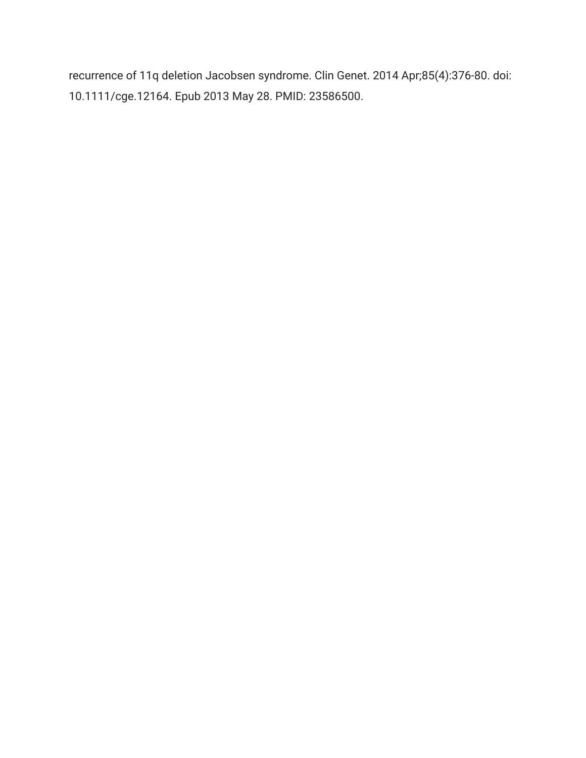recurrence of 11q deletion Jacobsen syndrome. Clin Genet. 2014 Apr;85(4):376-80. doi: 10.1111/cge.12164. Epub 2013 May 28. PMID: 23586500.